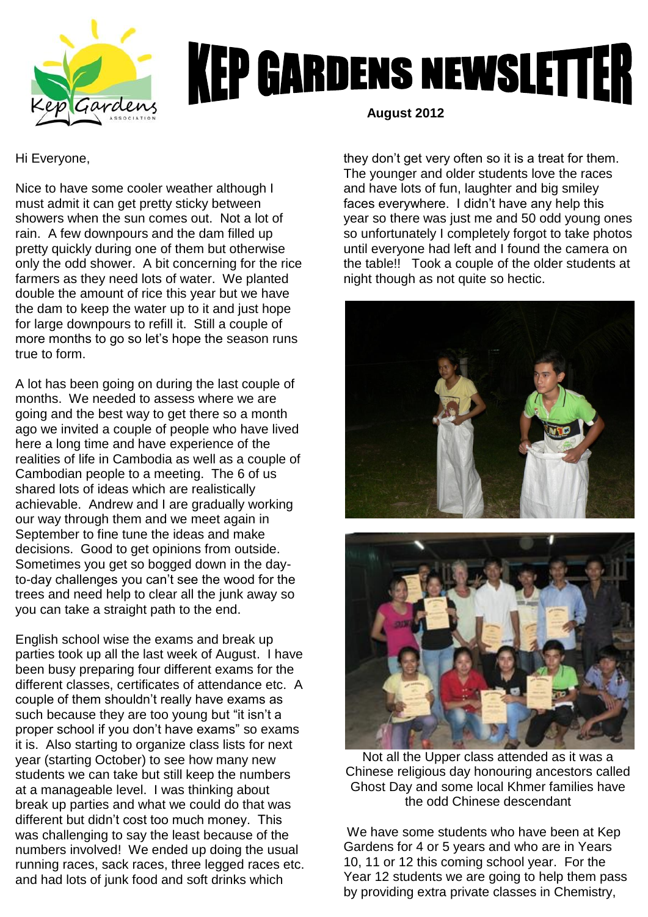# KEP GARDENS NEWSLETTER

**August 2012**

Hi Everyone,

Nice to have some cooler weather although I must admit it can get pretty sticky between showers when the sun comes out. Not a lot of rain. A few downpours and the dam filled up pretty quickly during one of them but otherwise only the odd shower. A bit concerning for the rice farmers as they need lots of water. We planted double the amount of rice this year but we have the dam to keep the water up to it and just hope for large downpours to refill it. Still a couple of more months to go so let's hope the season runs true to form.

A lot has been going on during the last couple of months. We needed to assess where we are going and the best way to get there so a month ago we invited a couple of people who have lived here a long time and have experience of the realities of life in Cambodia as well as a couple of Cambodian people to a meeting. The 6 of us shared lots of ideas which are realistically achievable. Andrew and I are gradually working our way through them and we meet again in September to fine tune the ideas and make decisions. Good to get opinions from outside. Sometimes you get so bogged down in the day-to-day challenges you can't see the wood for the trees and need help to clear all the junk away so you can take a straight path to the end.

English school wise the exams and break up parties took up all the last week of August. I have been busy preparing four different exams for the different classes, certificates of attendance etc. A couple of them shouldn't really have exams as such because they are too young but "it isn't a proper school if you don't have exams" so exams it is. Also starting to organize class lists for next year (starting October) to see how many new students we can take but still keep the numbers at a manageable level. I was thinking about break up parties and what we could do that was different but didn't cost too much money. This was challenging to say the least because of the numbers involved! We ended up doing the usual running races, sack races, three legged races etc. and had lots of junk food and soft drinks which they don't get very often so it is a treat for them. The younger and older students love the races and have lots of fun, laughter and big smiley faces everywhere. I didn't have any help this year so there was just me and 50 odd young ones so unfortunately I completely forgot to take photos until everyone had left and I found the camera on the table!! Took a couple of the older students at night though as not quite so hectic.

Not all the Upper class attended as it was a Chinese religious day honouring ancestors called Ghost Day and some local Khmer families have the odd Chinese descendant

We have some students who have been at Kep Gardens for 4 or 5 years and who are in Years 10, 11 or 12 this coming school year. For the Year 12 students we are going to help them pass by providing extra private classes in Chemistry,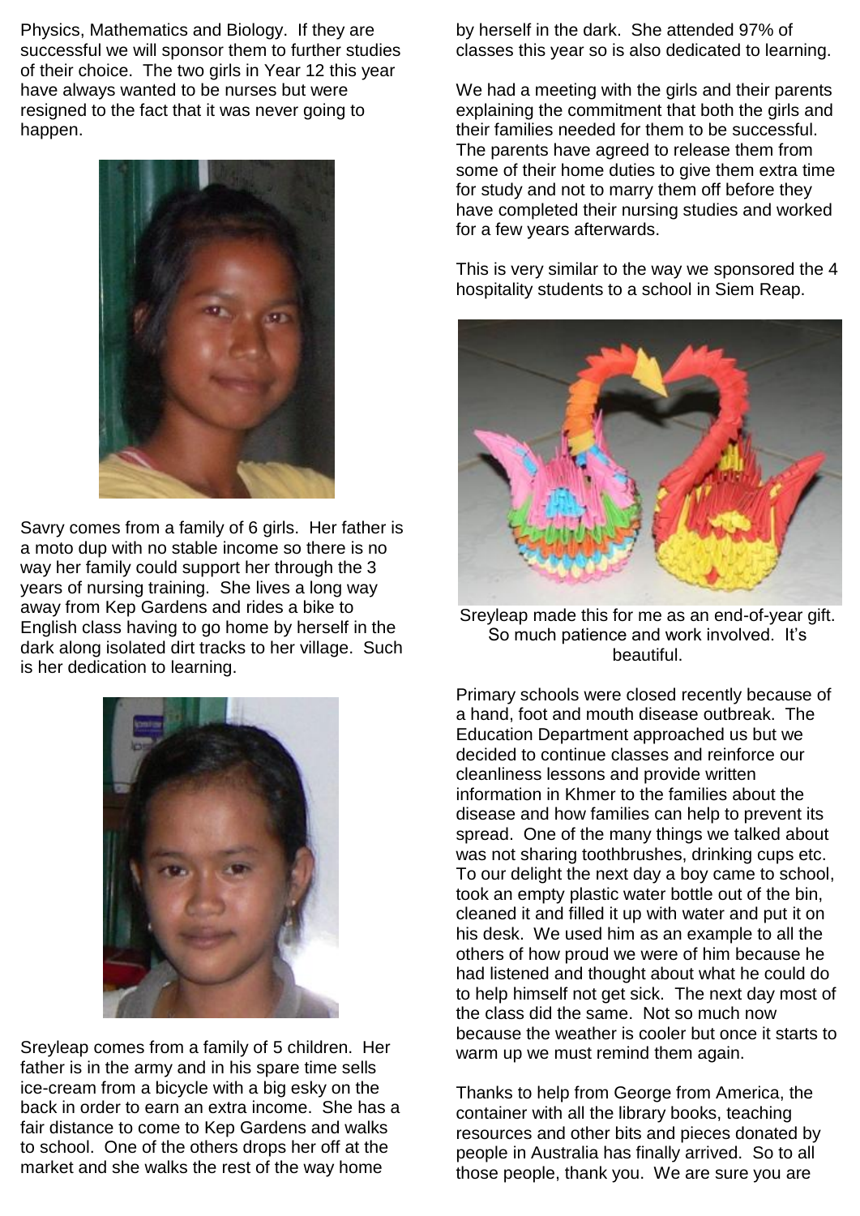Physics, Mathematics and Biology. If they are successful we will sponsor them to further studies of their choice. The two girls in Year 12 this year have always wanted to be nurses but were resigned to the fact that it was never going to happen.

Savry comes from a family of 6 girls. Her father is a moto dup with no stable income so there is no way her family could support her through the 3 years of nursing training. She lives a long way away from Kep Gardens and rides a bike to English class having to go home by herself in the dark along isolated dirt tracks to her village. Such is her dedication to learning.

Sreyleap comes from a family of 5 children. Her father is in the army and in his spare time sells ice-cream from a bicycle with a big esky on the back in order to earn an extra income. She has a fair distance to come to Kep Gardens and walks to school. One of the others drops her off at the market and she walks the rest of the way home by herself in the dark. She attended 97% of classes this year so is also dedicated to learning.

We had a meeting with the girls and their parents explaining the commitment that both the girls and their families needed for them to be successful. The parents have agreed to release them from some of their home duties to give them extra time for study and not to marry them off before they have completed their nursing studies and worked for a few years afterwards.

This is very similar to the way we sponsored the 4 hospitality students to a school in Siem Reap.

Sreyleap made this for me as an end-of-year gift. So much patience and work involved. It's beautiful.

Primary schools were closed recently because of a hand, foot and mouth disease outbreak. The Education Department approached us but we decided to continue classes and reinforce our cleanliness lessons and provide written information in Khmer to the families about the disease and how families can help to prevent its spread. One of the many things we talked about was not sharing toothbrushes, drinking cups etc. To our delight the next day a boy came to school, took an empty plastic water bottle out of the bin, cleaned it and filled it up with water and put it on his desk. We used him as an example to all the others of how proud we were of him because he had listened and thought about what he could do to help himself not get sick. The next day most of the class did the same. Not so much now because the weather is cooler but once it starts to warm up we must remind them again.

Thanks to help from George from America, the container with all the library books, teaching resources and other bits and pieces donated by people in Australia has finally arrived. So to all those people, thank you. We are sure you are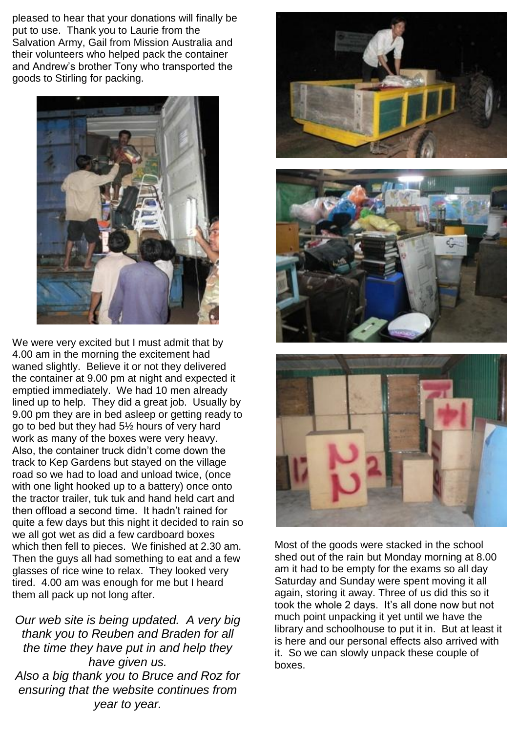pleased to hear that your donations will finally be put to use. Thank you to Laurie from the Salvation Army, Gail from Mission Australia and their volunteers who helped pack the container and Andrew's brother Tony who transported the goods to Stirling for packing.

We were very excited but I must admit that by 4.00 am in the morning the excitement had waned slightly. Believe it or not they delivered the container at 9.00 pm at night and expected it emptied immediately. We had 10 men already lined up to help. They did a great job. Usually by 9.00 pm they are in bed asleep or getting ready to go to bed but they had 5½ hours of very hard work as many of the boxes were very heavy. Also, the container truck didn't come down the track to Kep Gardens but stayed on the village road so we had to load and unload twice, (once with one light hooked up to a battery) once onto the tractor trailer, tuk tuk and hand held cart and then offload a second time. It hadn't rained for quite a few days but this night it decided to rain so we all got wet as did a few cardboard boxes which then fell to pieces. We finished at 2.30 am. Then the guys all had something to eat and a few glasses of rice wine to relax. They looked very tired. 4.00 am was enough for me but I heard them all pack up not long after.

*Our web site is being updated. A very big thank you to Reuben and Braden for all the time they have put in and help they have given us.*
*Also a big thank you to Bruce and Roz for ensuring that the website continues from year to year.*

Most of the goods were stacked in the school shed out of the rain but Monday morning at 8.00 am it had to be empty for the exams so all day Saturday and Sunday were spent moving it all again, storing it away. Three of us did this so it took the whole 2 days. It's all done now but not much point unpacking it yet until we have the library and schoolhouse to put it in. But at least it is here and our personal effects also arrived with it. So we can slowly unpack these couple of boxes.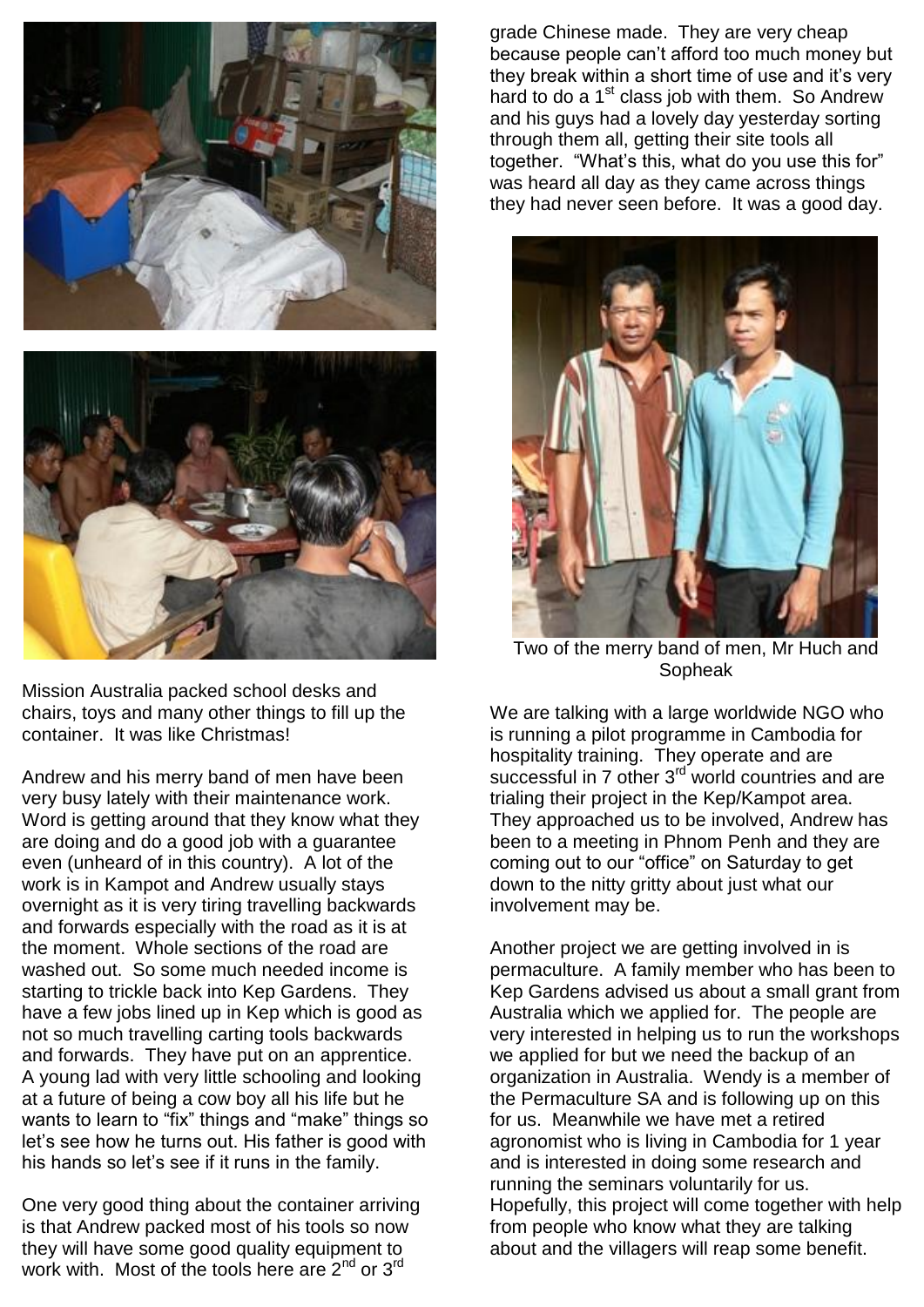Mission Australia packed school desks and chairs, toys and many other things to fill up the container. It was like Christmas!

Andrew and his merry band of men have been very busy lately with their maintenance work. Word is getting around that they know what they are doing and do a good job with a guarantee even (unheard of in this country). A lot of the work is in Kampot and Andrew usually stays overnight as it is very tiring travelling backwards and forwards especially with the road as it is at the moment. Whole sections of the road are washed out. So some much needed income is starting to trickle back into Kep Gardens. They have a few jobs lined up in Kep which is good as not so much travelling carting tools backwards and forwards. They have put on an apprentice. A young lad with very little schooling and looking at a future of being a cow boy all his life but he wants to learn to "fix" things and "make" things so let's see how he turns out. His father is good with his hands so let's see if it runs in the family.

One very good thing about the container arriving is that Andrew packed most of his tools so now they will have some good quality equipment to work with. Most of the tools here are 2nd or 3rd grade Chinese made. They are very cheap because people can't afford too much money but they break within a short time of use and it's very hard to do a 1st class job with them. So Andrew and his guys had a lovely day yesterday sorting through them all, getting their site tools all together. "What's this, what do you use this for" was heard all day as they came across things they had never seen before. It was a good day.

Two of the merry band of men, Mr Huch and Sopheak

We are talking with a large worldwide NGO who is running a pilot programme in Cambodia for hospitality training. They operate and are successful in 7 other 3rd world countries and are trialing their project in the Kep/Kampot area. They approached us to be involved, Andrew has been to a meeting in Phnom Penh and they are coming out to our "office" on Saturday to get down to the nitty gritty about just what our involvement may be.

Another project we are getting involved in is permaculture. A family member who has been to Kep Gardens advised us about a small grant from Australia which we applied for. The people are very interested in helping us to run the workshops we applied for but we need the backup of an organization in Australia. Wendy is a member of the Permaculture SA and is following up on this for us. Meanwhile we have met a retired agronomist who is living in Cambodia for 1 year and is interested in doing some research and running the seminars voluntarily for us. Hopefully, this project will come together with help from people who know what they are talking about and the villagers will reap some benefit.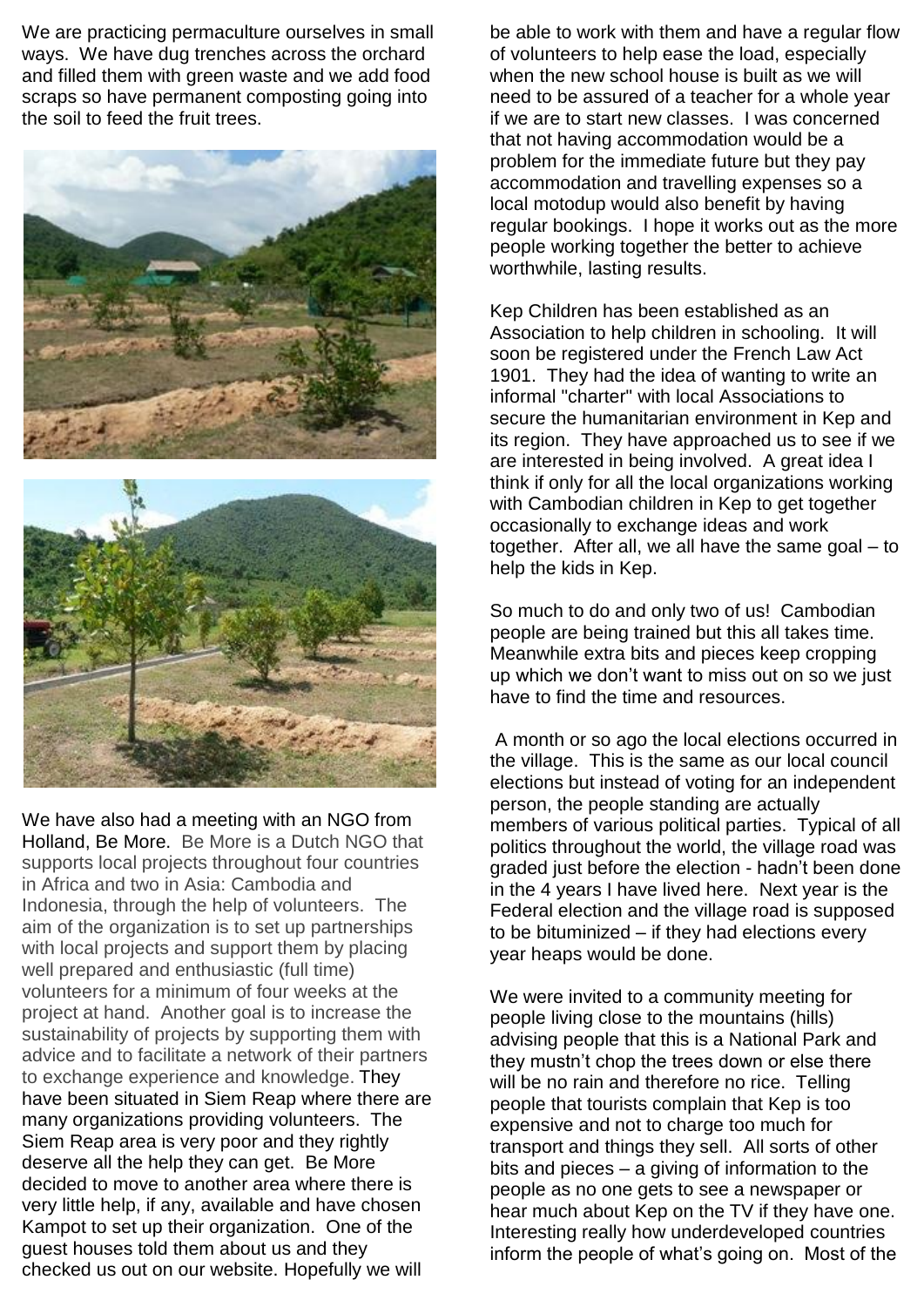We are practicing permaculture ourselves in small ways. We have dug trenches across the orchard and filled them with green waste and we add food scraps so have permanent composting going into the soil to feed the fruit trees.

We have also had a meeting with an NGO from Holland, Be More. Be More is a Dutch NGO that supports local projects throughout four countries in Africa and two in Asia: Cambodia and Indonesia, through the help of volunteers. The aim of the organization is to set up partnerships with local projects and support them by placing well prepared and enthusiastic (full time) volunteers for a minimum of four weeks at the project at hand. Another goal is to increase the sustainability of projects by supporting them with advice and to facilitate a network of their partners to exchange experience and knowledge. They have been situated in Siem Reap where there are many organizations providing volunteers. The Siem Reap area is very poor and they rightly deserve all the help they can get. Be More decided to move to another area where there is very little help, if any, available and have chosen Kampot to set up their organization. One of the guest houses told them about us and they checked us out on our website. Hopefully we will be able to work with them and have a regular flow of volunteers to help ease the load, especially when the new school house is built as we will need to be assured of a teacher for a whole year if we are to start new classes. I was concerned that not having accommodation would be a problem for the immediate future but they pay accommodation and travelling expenses so a local motodup would also benefit by having regular bookings. I hope it works out as the more people working together the better to achieve worthwhile, lasting results.

Kep Children has been established as an Association to help children in schooling. It will soon be registered under the French Law Act 1901. They had the idea of wanting to write an informal "charter" with local Associations to secure the humanitarian environment in Kep and its region. They have approached us to see if we are interested in being involved. A great idea I think if only for all the local organizations working with Cambodian children in Kep to get together occasionally to exchange ideas and work together. After all, we all have the same goal – to help the kids in Kep.

So much to do and only two of us! Cambodian people are being trained but this all takes time. Meanwhile extra bits and pieces keep cropping up which we don't want to miss out on so we just have to find the time and resources.

A month or so ago the local elections occurred in the village. This is the same as our local council elections but instead of voting for an independent person, the people standing are actually members of various political parties. Typical of all politics throughout the world, the village road was graded just before the election - hadn't been done in the 4 years I have lived here. Next year is the Federal election and the village road is supposed to be bituminized – if they had elections every year heaps would be done.

We were invited to a community meeting for people living close to the mountains (hills) advising people that this is a National Park and they mustn't chop the trees down or else there will be no rain and therefore no rice. Telling people that tourists complain that Kep is too expensive and not to charge too much for transport and things they sell. All sorts of other bits and pieces – a giving of information to the people as no one gets to see a newspaper or hear much about Kep on the TV if they have one. Interesting really how underdeveloped countries inform the people of what's going on. Most of the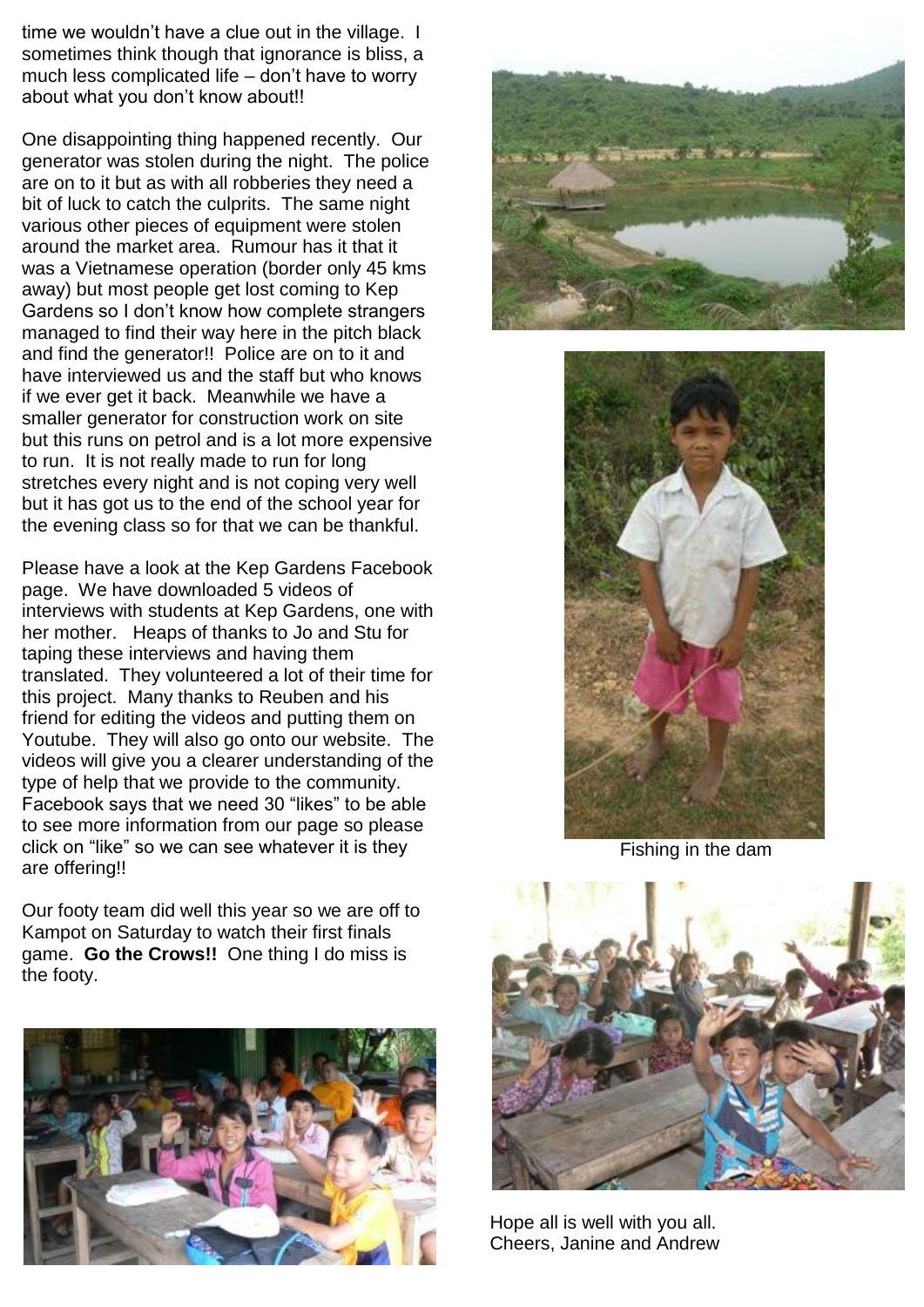time we wouldn't have a clue out in the village. I sometimes think though that ignorance is bliss, a much less complicated life – don't have to worry about what you don't know about!!

One disappointing thing happened recently. Our generator was stolen during the night. The police are on to it but as with all robberies they need a bit of luck to catch the culprits. The same night various other pieces of equipment were stolen around the market area. Rumour has it that it was a Vietnamese operation (border only 45 kms away) but most people get lost coming to Kep Gardens so I don't know how complete strangers managed to find their way here in the pitch black and find the generator!! Police are on to it and have interviewed us and the staff but who knows if we ever get it back. Meanwhile we have a smaller generator for construction work on site but this runs on petrol and is a lot more expensive to run. It is not really made to run for long stretches every night and is not coping very well but it has got us to the end of the school year for the evening class so for that we can be thankful.

Please have a look at the Kep Gardens Facebook page. We have downloaded 5 videos of interviews with students at Kep Gardens, one with her mother. Heaps of thanks to Jo and Stu for taping these interviews and having them translated. They volunteered a lot of their time for this project. Many thanks to Reuben and his friend for editing the videos and putting them on Youtube. They will also go onto our website. The videos will give you a clearer understanding of the type of help that we provide to the community. Facebook says that we need 30 "likes" to be able to see more information from our page so please click on "like" so we can see whatever it is they are offering!!

Our footy team did well this year so we are off to Kampot on Saturday to watch their first finals game. **Go the Crows!!** One thing I do miss is the footy.

Fishing in the dam

Hope all is well with you all.
Cheers, Janine and Andrew